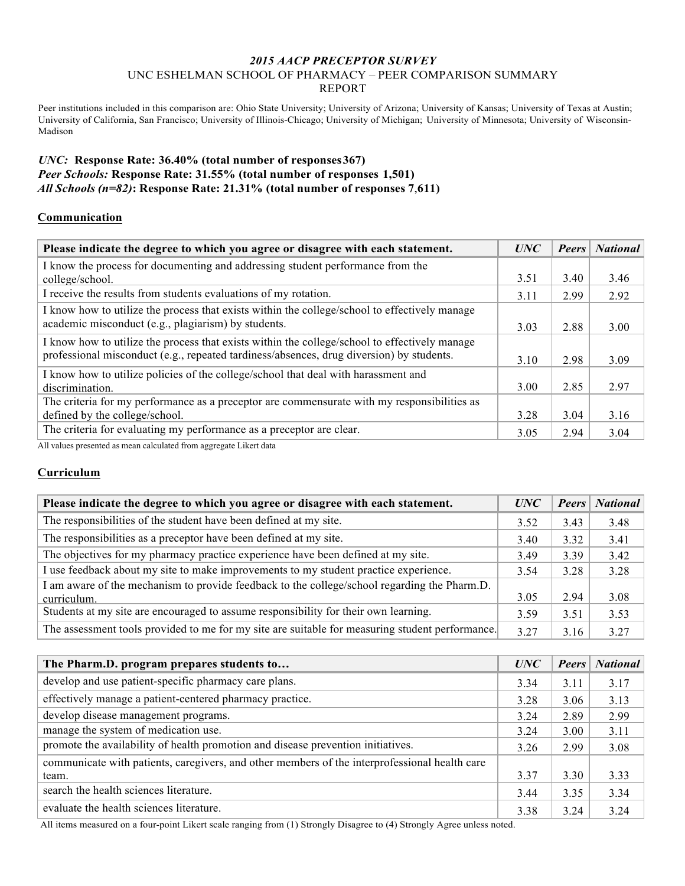# *2015 AACP PRECEPTOR SURVEY*

## UNC ESHELMAN SCHOOL OF PHARMACY – PEER COMPARISON SUMMARY REPORT

Peer institutions included in this comparison are: Ohio State University; University of Arizona; University of Kansas; University of Texas at Austin; University of California, San Francisco; University of Illinois-Chicago; University of Michigan; University of Minnesota; University of Wisconsin-Madison

***UNC:*** **Response Rate: 36.40% (total number of responses 367)**
***Peer Schools:*** **Response Rate: 31.55% (total number of responses 1,501)**
***All Schools (n=82)*****: Response Rate: 21.31% (total number of responses 7,611)**

### Communication

| Please indicate the degree to which you agree or disagree with each statement. | *UNC* | *Peers* | *National* |
|---|---|---|---|
| I know the process for documenting and addressing student performance from the college/school. | 3.51 | 3.40 | 3.46 |
| I receive the results from students evaluations of my rotation. | 3.11 | 2.99 | 2.92 |
| I know how to utilize the process that exists within the college/school to effectively manage academic misconduct (e.g., plagiarism) by students. | 3.03 | 2.88 | 3.00 |
| I know how to utilize the process that exists within the college/school to effectively manage professional misconduct (e.g., repeated tardiness/absences, drug diversion) by students. | 3.10 | 2.98 | 3.09 |
| I know how to utilize policies of the college/school that deal with harassment and discrimination. | 3.00 | 2.85 | 2.97 |
| The criteria for my performance as a preceptor are commensurate with my responsibilities as defined by the college/school. | 3.28 | 3.04 | 3.16 |
| The criteria for evaluating my performance as a preceptor are clear. | 3.05 | 2.94 | 3.04 |

All values presented as mean calculated from aggregate Likert data

### Curriculum

| Please indicate the degree to which you agree or disagree with each statement. | *UNC* | *Peers* | *National* |
|---|---|---|---|
| The responsibilities of the student have been defined at my site. | 3.52 | 3.43 | 3.48 |
| The responsibilities as a preceptor have been defined at my site. | 3.40 | 3.32 | 3.41 |
| The objectives for my pharmacy practice experience have been defined at my site. | 3.49 | 3.39 | 3.42 |
| I use feedback about my site to make improvements to my student practice experience. | 3.54 | 3.28 | 3.28 |
| I am aware of the mechanism to provide feedback to the college/school regarding the Pharm.D. curriculum. | 3.05 | 2.94 | 3.08 |
| Students at my site are encouraged to assume responsibility for their own learning. | 3.59 | 3.51 | 3.53 |
| The assessment tools provided to me for my site are suitable for measuring student performance. | 3.27 | 3.16 | 3.27 |

| The Pharm.D. program prepares students to… | *UNC* | *Peers* | *National* |
|---|---|---|---|
| develop and use patient-specific pharmacy care plans. | 3.34 | 3.11 | 3.17 |
| effectively manage a patient-centered pharmacy practice. | 3.28 | 3.06 | 3.13 |
| develop disease management programs. | 3.24 | 2.89 | 2.99 |
| manage the system of medication use. | 3.24 | 3.00 | 3.11 |
| promote the availability of health promotion and disease prevention initiatives. | 3.26 | 2.99 | 3.08 |
| communicate with patients, caregivers, and other members of the interprofessional health care team. | 3.37 | 3.30 | 3.33 |
| search the health sciences literature. | 3.44 | 3.35 | 3.34 |
| evaluate the health sciences literature. | 3.38 | 3.24 | 3.24 |

All items measured on a four-point Likert scale ranging from (1) Strongly Disagree to (4) Strongly Agree unless noted.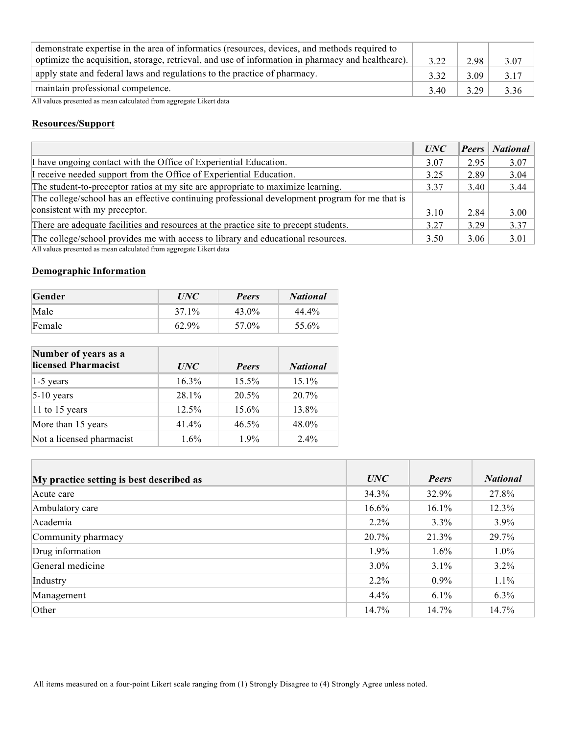| | | | |
|---|---|---|---|
| demonstrate expertise in the area of informatics (resources, devices, and methods required to optimize the acquisition, storage, retrieval, and use of information in pharmacy and healthcare). | 3.22 | 2.98 | 3.07 |
| apply state and federal laws and regulations to the practice of pharmacy. | 3.32 | 3.09 | 3.17 |
| maintain professional competence. | 3.40 | 3.29 | 3.36 |

All values presented as mean calculated from aggregate Likert data

**Resources/Support**

| | *UNC* | *Peers* | *National* |
|---|---|---|---|
| I have ongoing contact with the Office of Experiential Education. | 3.07 | 2.95 | 3.07 |
| I receive needed support from the Office of Experiential Education. | 3.25 | 2.89 | 3.04 |
| The student-to-preceptor ratios at my site are appropriate to maximize learning. | 3.37 | 3.40 | 3.44 |
| The college/school has an effective continuing professional development program for me that is consistent with my preceptor. | 3.10 | 2.84 | 3.00 |
| There are adequate facilities and resources at the practice site to precept students. | 3.27 | 3.29 | 3.37 |
| The college/school provides me with access to library and educational resources. | 3.50 | 3.06 | 3.01 |

All values presented as mean calculated from aggregate Likert data

**Demographic Information**

| **Gender** | *UNC* | *Peers* | *National* |
|---|---|---|---|
| Male | 37.1% | 43.0% | 44.4% |
| Female | 62.9% | 57.0% | 55.6% |

| **Number of years as a licensed Pharmacist** | *UNC* | *Peers* | *National* |
|---|---|---|---|
| 1-5 years | 16.3% | 15.5% | 15.1% |
| 5-10 years | 28.1% | 20.5% | 20.7% |
| 11 to 15 years | 12.5% | 15.6% | 13.8% |
| More than 15 years | 41.4% | 46.5% | 48.0% |
| Not a licensed pharmacist | 1.6% | 1.9% | 2.4% |

| **My practice setting is best described as** | *UNC* | *Peers* | *National* |
|---|---|---|---|
| Acute care | 34.3% | 32.9% | 27.8% |
| Ambulatory care | 16.6% | 16.1% | 12.3% |
| Academia | 2.2% | 3.3% | 3.9% |
| Community pharmacy | 20.7% | 21.3% | 29.7% |
| Drug information | 1.9% | 1.6% | 1.0% |
| General medicine | 3.0% | 3.1% | 3.2% |
| Industry | 2.2% | 0.9% | 1.1% |
| Management | 4.4% | 6.1% | 6.3% |
| Other | 14.7% | 14.7% | 14.7% |

All items measured on a four-point Likert scale ranging from (1) Strongly Disagree to (4) Strongly Agree unless noted.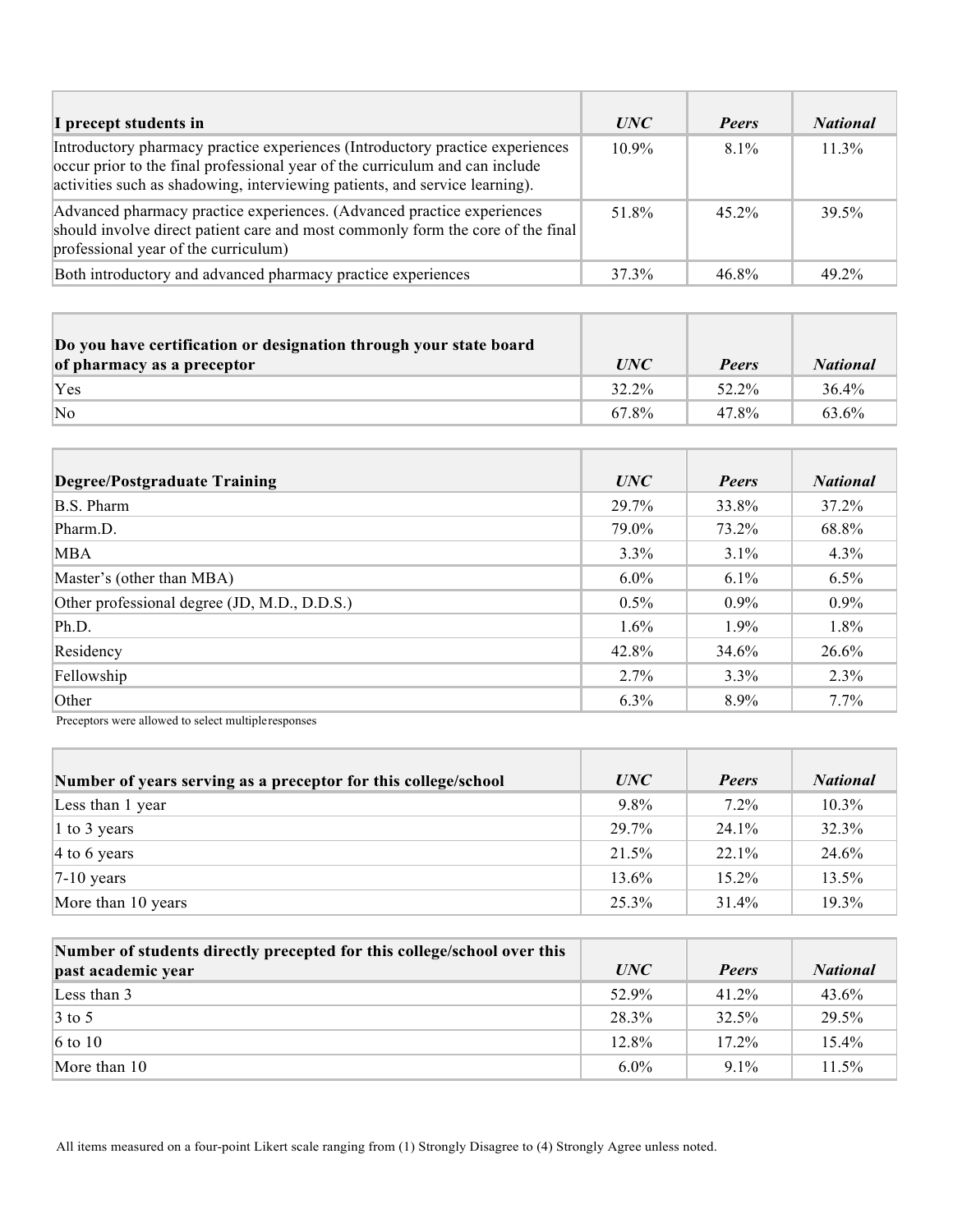| I precept students in | *UNC* | *Peers* | *National* |
|---|---|---|---|
| Introductory pharmacy practice experiences (Introductory practice experiences occur prior to the final professional year of the curriculum and can include activities such as shadowing, interviewing patients, and service learning). | 10.9% | 8.1% | 11.3% |
| Advanced pharmacy practice experiences. (Advanced practice experiences should involve direct patient care and most commonly form the core of the final professional year of the curriculum) | 51.8% | 45.2% | 39.5% |
| Both introductory and advanced pharmacy practice experiences | 37.3% | 46.8% | 49.2% |

| Do you have certification or designation through your state board of pharmacy as a preceptor | *UNC* | *Peers* | *National* |
|---|---|---|---|
| Yes | 32.2% | 52.2% | 36.4% |
| No | 67.8% | 47.8% | 63.6% |

| Degree/Postgraduate Training | *UNC* | *Peers* | *National* |
|---|---|---|---|
| B.S. Pharm | 29.7% | 33.8% | 37.2% |
| Pharm.D. | 79.0% | 73.2% | 68.8% |
| MBA | 3.3% | 3.1% | 4.3% |
| Master's (other than MBA) | 6.0% | 6.1% | 6.5% |
| Other professional degree (JD, M.D., D.D.S.) | 0.5% | 0.9% | 0.9% |
| Ph.D. | 1.6% | 1.9% | 1.8% |
| Residency | 42.8% | 34.6% | 26.6% |
| Fellowship | 2.7% | 3.3% | 2.3% |
| Other | 6.3% | 8.9% | 7.7% |

Preceptors were allowed to select multiple responses

| Number of years serving as a preceptor for this college/school | *UNC* | *Peers* | *National* |
|---|---|---|---|
| Less than 1 year | 9.8% | 7.2% | 10.3% |
| 1 to 3 years | 29.7% | 24.1% | 32.3% |
| 4 to 6 years | 21.5% | 22.1% | 24.6% |
| 7-10 years | 13.6% | 15.2% | 13.5% |
| More than 10 years | 25.3% | 31.4% | 19.3% |

| Number of students directly precepted for this college/school over this past academic year | *UNC* | *Peers* | *National* |
|---|---|---|---|
| Less than 3 | 52.9% | 41.2% | 43.6% |
| 3 to 5 | 28.3% | 32.5% | 29.5% |
| 6 to 10 | 12.8% | 17.2% | 15.4% |
| More than 10 | 6.0% | 9.1% | 11.5% |

All items measured on a four-point Likert scale ranging from (1) Strongly Disagree to (4) Strongly Agree unless noted.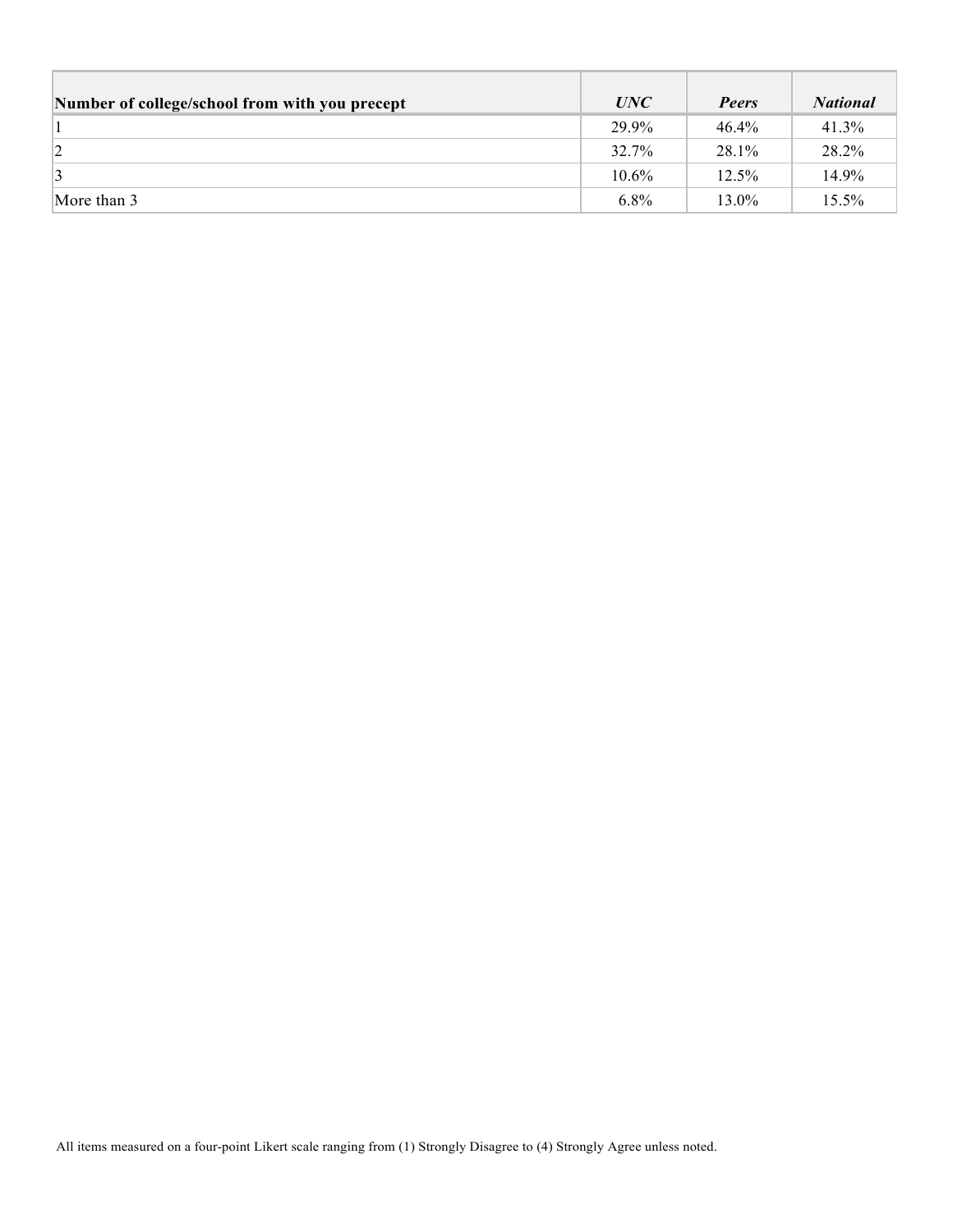| **Number of college/school from with you precept** | ***UNC*** | ***Peers*** | ***National*** |
|---|---|---|---|
| 1 | 29.9% | 46.4% | 41.3% |
| 2 | 32.7% | 28.1% | 28.2% |
| 3 | 10.6% | 12.5% | 14.9% |
| More than 3 | 6.8% | 13.0% | 15.5% |

All items measured on a four-point Likert scale ranging from (1) Strongly Disagree to (4) Strongly Agree unless noted.